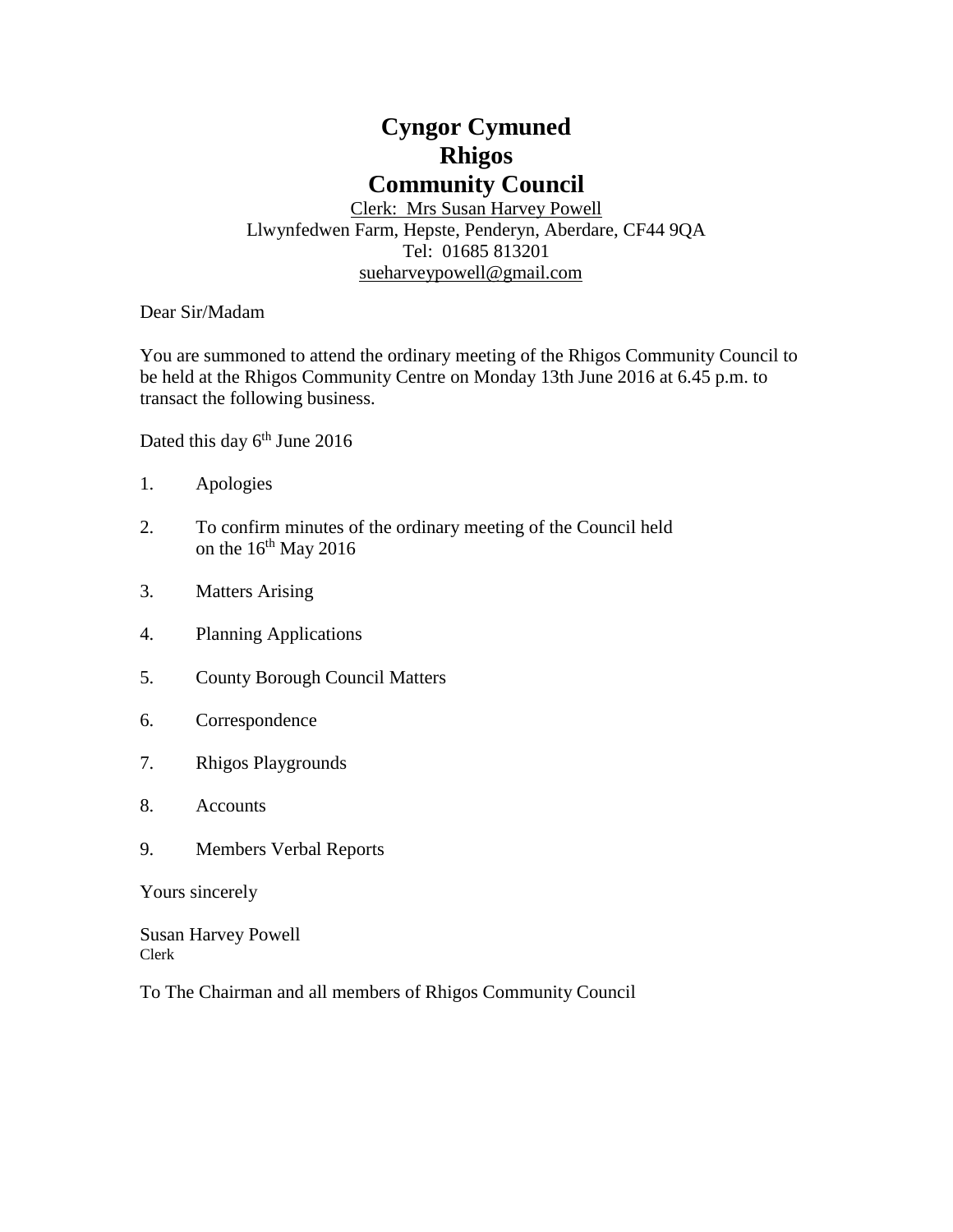# Cyngor Cymuned
# Rhigos
# Community Council

Clerk: Mrs Susan Harvey Powell
Llwynfedwen Farm, Hepste, Penderyn, Aberdare, CF44 9QA
Tel: 01685 813201
sueharveypowell@gmail.com

Dear Sir/Madam

You are summoned to attend the ordinary meeting of the Rhigos Community Council to be held at the Rhigos Community Centre on Monday 13th June 2016 at 6.45 p.m. to transact the following business.

Dated this day 6th June 2016

1. Apologies

2. To confirm minutes of the ordinary meeting of the Council held on the 16th May 2016

3. Matters Arising

4. Planning Applications

5. County Borough Council Matters

6. Correspondence

7. Rhigos Playgrounds

8. Accounts

9. Members Verbal Reports

Yours sincerely

Susan Harvey Powell
Clerk

To The Chairman and all members of Rhigos Community Council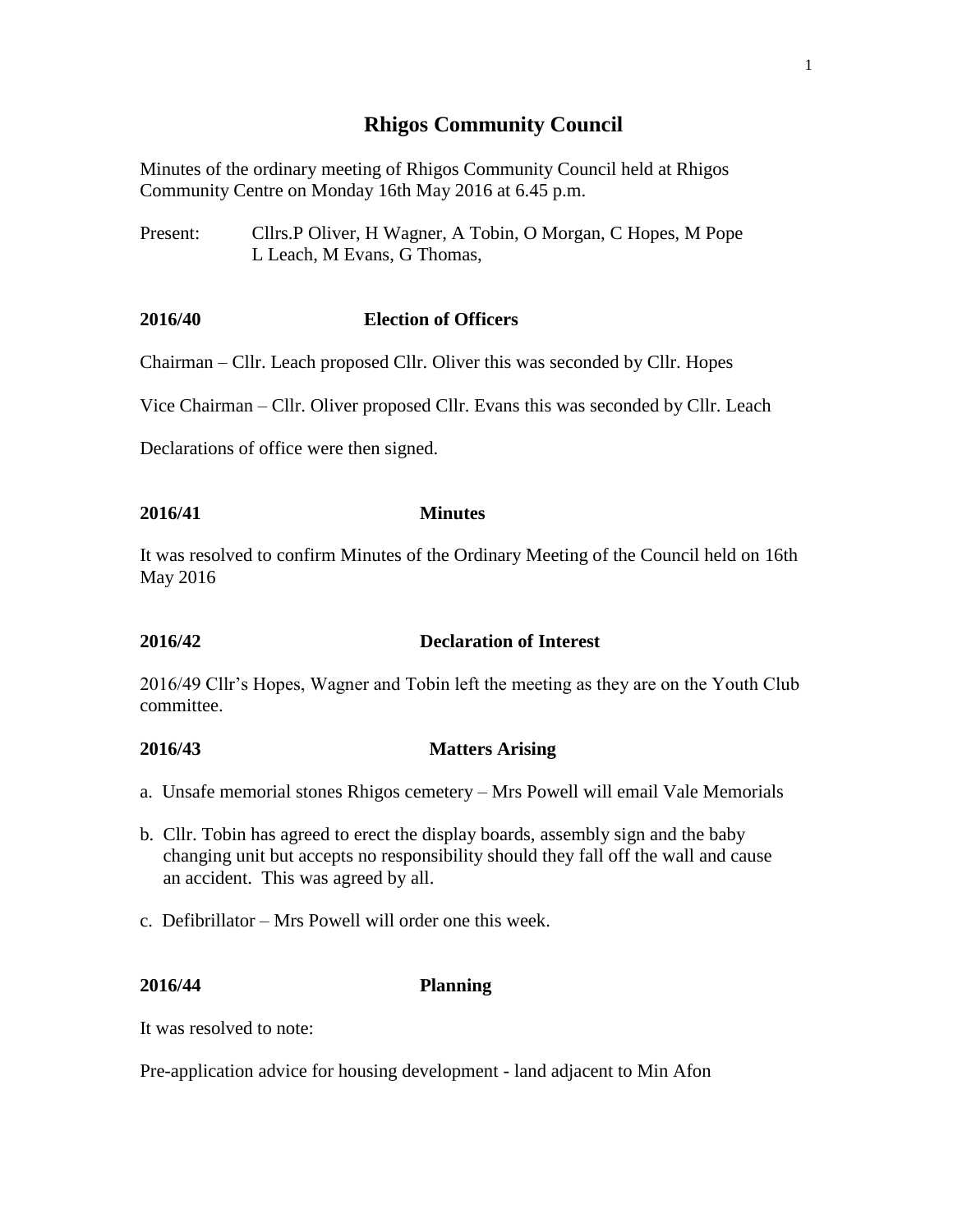# Rhigos Community Council

Minutes of the ordinary meeting of Rhigos Community Council held at Rhigos Community Centre on Monday 16th May 2016 at 6.45 p.m.

Present: Cllrs.P Oliver, H Wagner, A Tobin, O Morgan, C Hopes, M Pope L Leach, M Evans, G Thomas,

**2016/40 Election of Officers**

Chairman – Cllr. Leach proposed Cllr. Oliver this was seconded by Cllr. Hopes

Vice Chairman – Cllr. Oliver proposed Cllr. Evans this was seconded by Cllr. Leach

Declarations of office were then signed.

**2016/41 Minutes**

It was resolved to confirm Minutes of the Ordinary Meeting of the Council held on 16th May 2016

**2016/42 Declaration of Interest**

2016/49 Cllr's Hopes, Wagner and Tobin left the meeting as they are on the Youth Club committee.

**2016/43 Matters Arising**

a. Unsafe memorial stones Rhigos cemetery – Mrs Powell will email Vale Memorials

b. Cllr. Tobin has agreed to erect the display boards, assembly sign and the baby changing unit but accepts no responsibility should they fall off the wall and cause an accident. This was agreed by all.

c. Defibrillator – Mrs Powell will order one this week.

**2016/44 Planning**

It was resolved to note:

Pre-application advice for housing development - land adjacent to Min Afon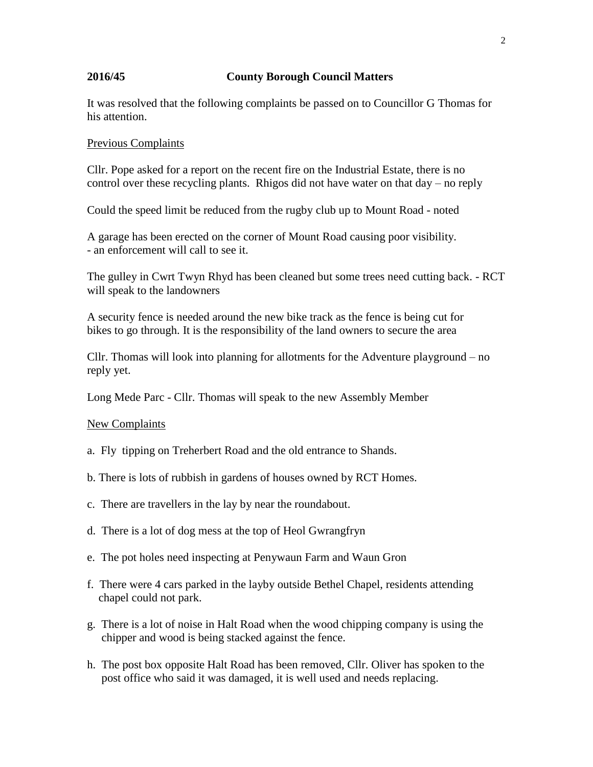**2016/45 County Borough Council Matters**

It was resolved that the following complaints be passed on to Councillor G Thomas for his attention.

Previous Complaints

Cllr. Pope asked for a report on the recent fire on the Industrial Estate, there is no control over these recycling plants. Rhigos did not have water on that day – no reply

Could the speed limit be reduced from the rugby club up to Mount Road - noted

A garage has been erected on the corner of Mount Road causing poor visibility.
- an enforcement will call to see it.

The gulley in Cwrt Twyn Rhyd has been cleaned but some trees need cutting back. - RCT will speak to the landowners

A security fence is needed around the new bike track as the fence is being cut for bikes to go through. It is the responsibility of the land owners to secure the area

Cllr. Thomas will look into planning for allotments for the Adventure playground – no reply yet.

Long Mede Parc - Cllr. Thomas will speak to the new Assembly Member

New Complaints

a. Fly tipping on Treherbert Road and the old entrance to Shands.

b. There is lots of rubbish in gardens of houses owned by RCT Homes.

c. There are travellers in the lay by near the roundabout.

d. There is a lot of dog mess at the top of Heol Gwrangfryn

e. The pot holes need inspecting at Penywaun Farm and Waun Gron

f. There were 4 cars parked in the layby outside Bethel Chapel, residents attending chapel could not park.

g. There is a lot of noise in Halt Road when the wood chipping company is using the chipper and wood is being stacked against the fence.

h. The post box opposite Halt Road has been removed, Cllr. Oliver has spoken to the post office who said it was damaged, it is well used and needs replacing.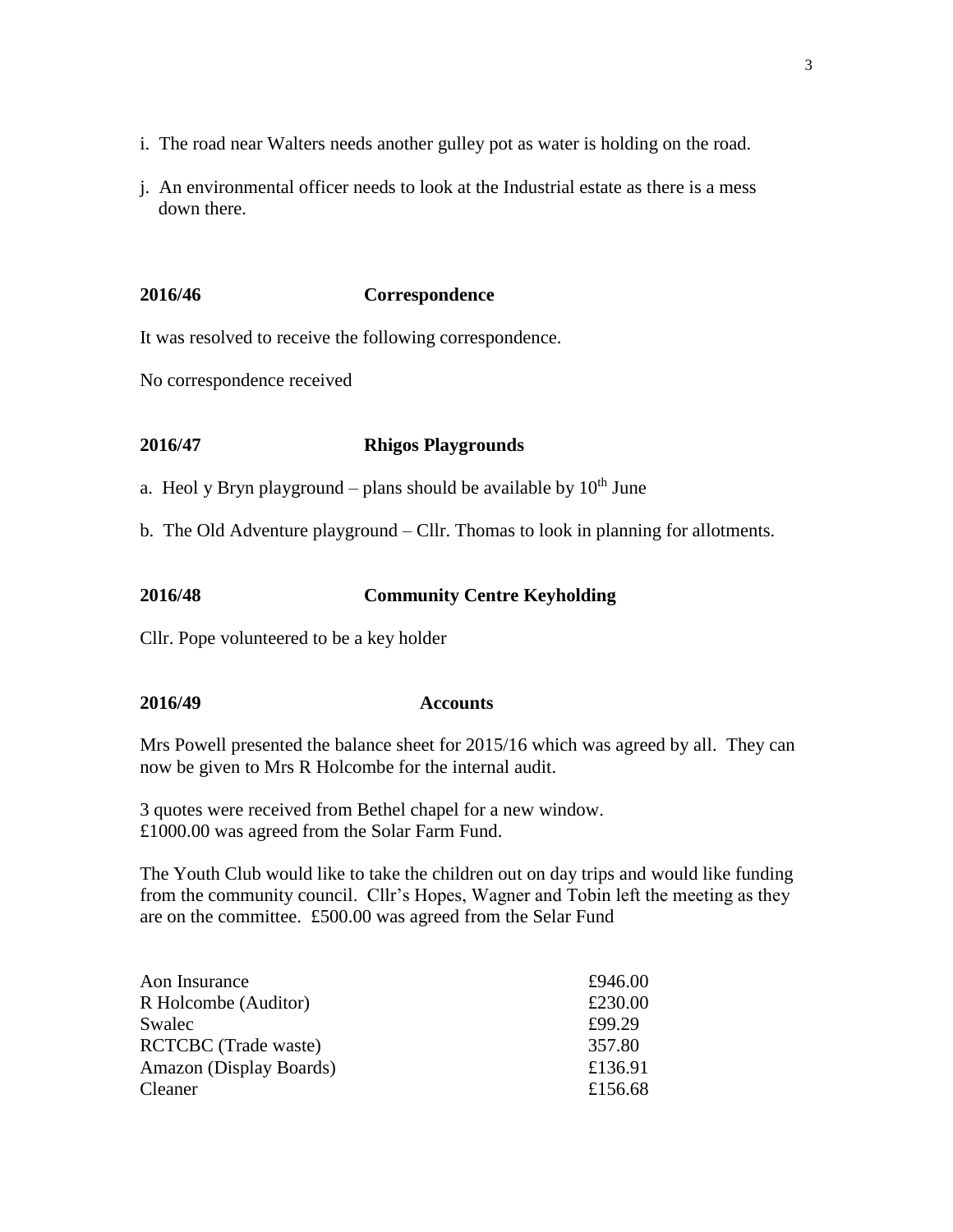i. The road near Walters needs another gulley pot as water is holding on the road.

j. An environmental officer needs to look at the Industrial estate as there is a mess down there.

**2016/46 Correspondence**

It was resolved to receive the following correspondence.

No correspondence received

**2016/47 Rhigos Playgrounds**

a. Heol y Bryn playground – plans should be available by 10th June

b. The Old Adventure playground – Cllr. Thomas to look in planning for allotments.

**2016/48 Community Centre Keyholding**

Cllr. Pope volunteered to be a key holder

**2016/49 Accounts**

Mrs Powell presented the balance sheet for 2015/16 which was agreed by all. They can now be given to Mrs R Holcombe for the internal audit.

3 quotes were received from Bethel chapel for a new window.
£1000.00 was agreed from the Solar Farm Fund.

The Youth Club would like to take the children out on day trips and would like funding from the community council. Cllr's Hopes, Wagner and Tobin left the meeting as they are on the committee. £500.00 was agreed from the Selar Fund

| | |
|---|---|
| Aon Insurance | £946.00 |
| R Holcombe (Auditor) | £230.00 |
| Swalec | £99.29 |
| RCTCBC (Trade waste) | 357.80 |
| Amazon (Display Boards) | £136.91 |
| Cleaner | £156.68 |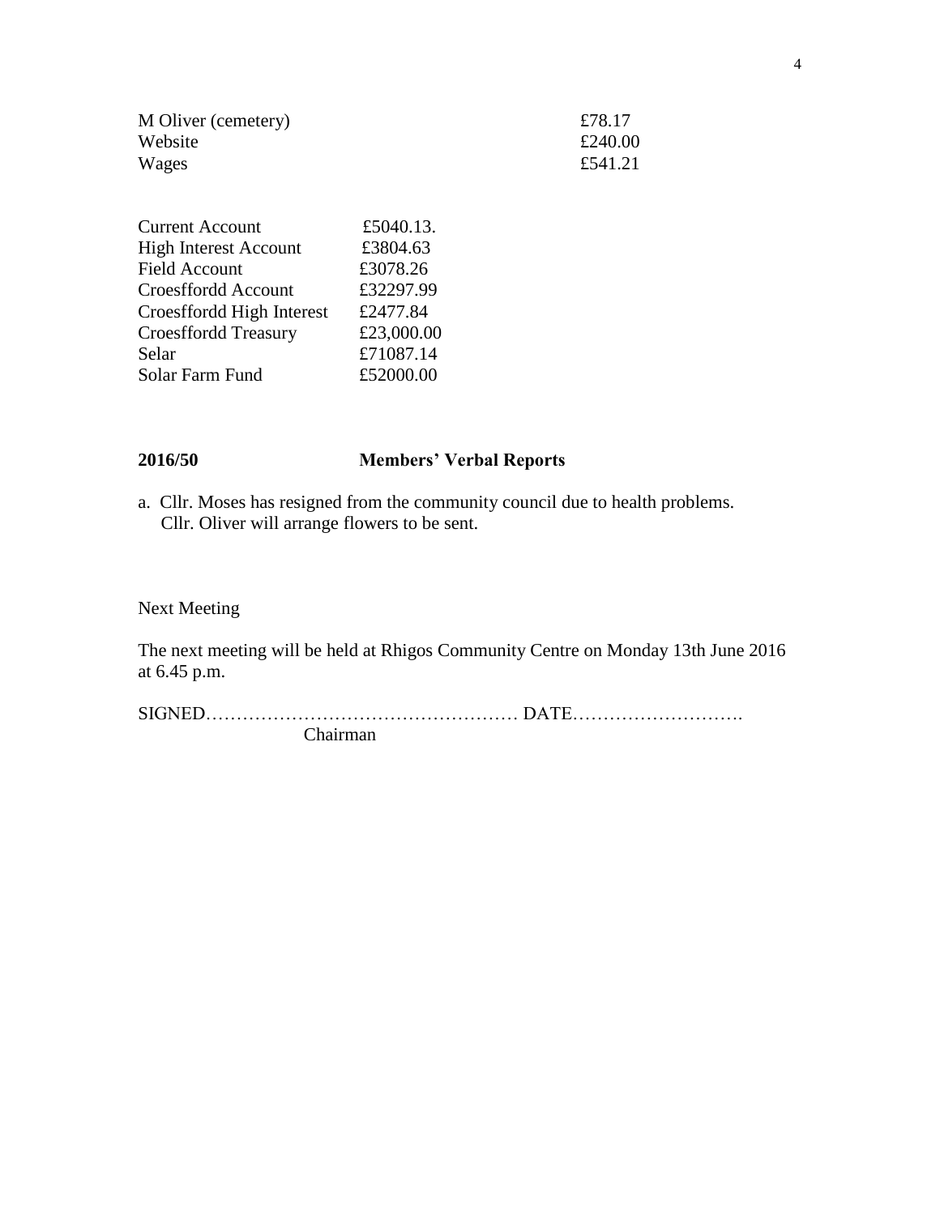| | |
|---|---|
| M Oliver (cemetery) | £78.17 |
| Website | £240.00 |
| Wages | £541.21 |

| | |
|---|---|
| Current Account | £5040.13. |
| High Interest Account | £3804.63 |
| Field Account | £3078.26 |
| Croesffordd Account | £32297.99 |
| Croesffordd High Interest | £2477.84 |
| Croesffordd Treasury | £23,000.00 |
| Selar | £71087.14 |
| Solar Farm Fund | £52000.00 |

## 2016/50 Members' Verbal Reports

a. Cllr. Moses has resigned from the community council due to health problems. Cllr. Oliver will arrange flowers to be sent.

Next Meeting

The next meeting will be held at Rhigos Community Centre on Monday 13th June 2016 at 6.45 p.m.

SIGNED…………………………………………… DATE……………………….

Chairman